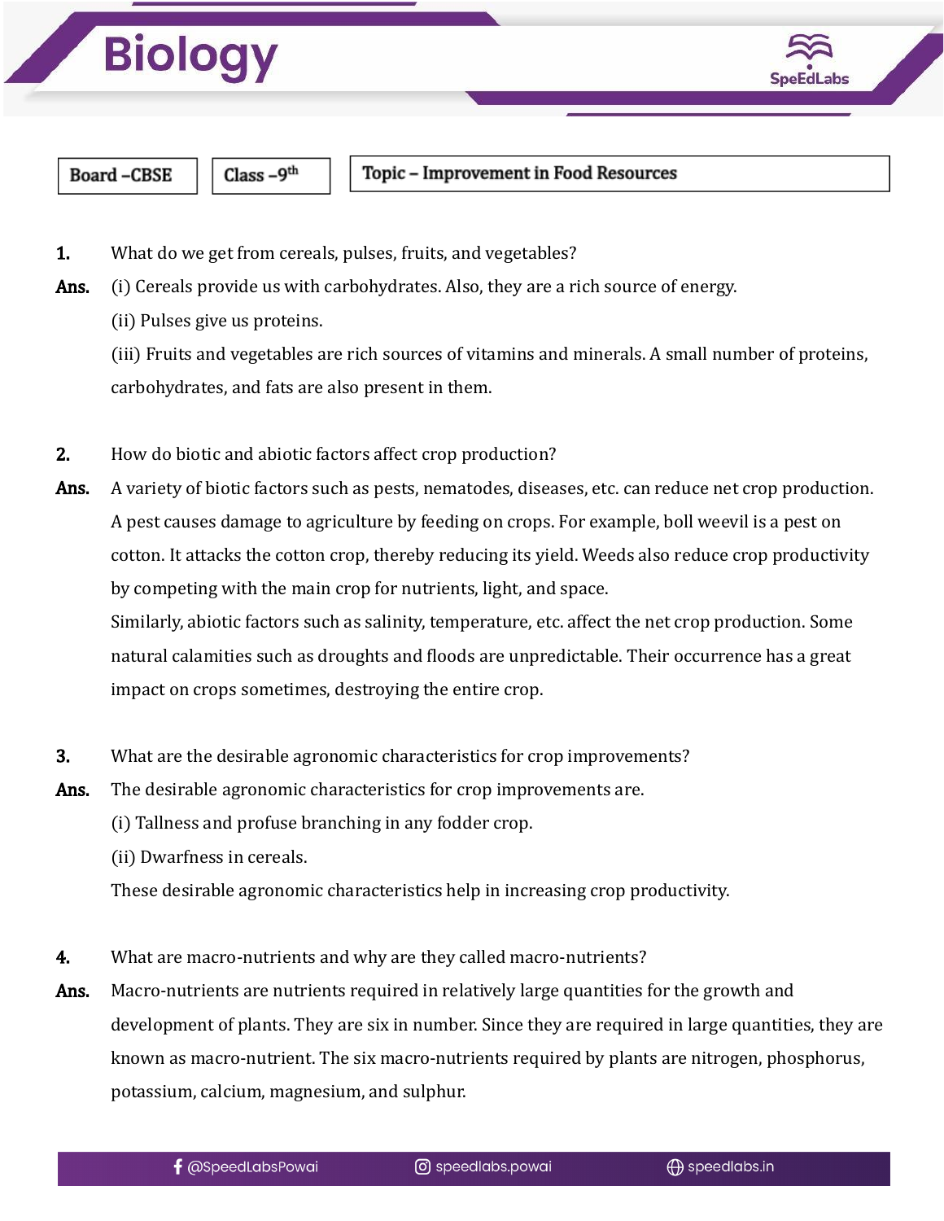# Biology

| Board – CBSE | Class – 9th | Topic – Improvement in Food Resources |
|---|---|---|

**1.** What do we get from cereals, pulses, fruits, and vegetables?

**Ans.** (i) Cereals provide us with carbohydrates. Also, they are a rich source of energy.

(ii) Pulses give us proteins.

(iii) Fruits and vegetables are rich sources of vitamins and minerals. A small number of proteins, carbohydrates, and fats are also present in them.

**2.** How do biotic and abiotic factors affect crop production?

**Ans.** A variety of biotic factors such as pests, nematodes, diseases, etc. can reduce net crop production. A pest causes damage to agriculture by feeding on crops. For example, boll weevil is a pest on cotton. It attacks the cotton crop, thereby reducing its yield. Weeds also reduce crop productivity by competing with the main crop for nutrients, light, and space.

Similarly, abiotic factors such as salinity, temperature, etc. affect the net crop production. Some natural calamities such as droughts and floods are unpredictable. Their occurrence has a great impact on crops sometimes, destroying the entire crop.

**3.** What are the desirable agronomic characteristics for crop improvements?

**Ans.** The desirable agronomic characteristics for crop improvements are.

(i) Tallness and profuse branching in any fodder crop.

(ii) Dwarfness in cereals.

These desirable agronomic characteristics help in increasing crop productivity.

**4.** What are macro-nutrients and why are they called macro-nutrients?

**Ans.** Macro-nutrients are nutrients required in relatively large quantities for the growth and development of plants. They are six in number. Since they are required in large quantities, they are known as macro-nutrient. The six macro-nutrients required by plants are nitrogen, phosphorus, potassium, calcium, magnesium, and sulphur.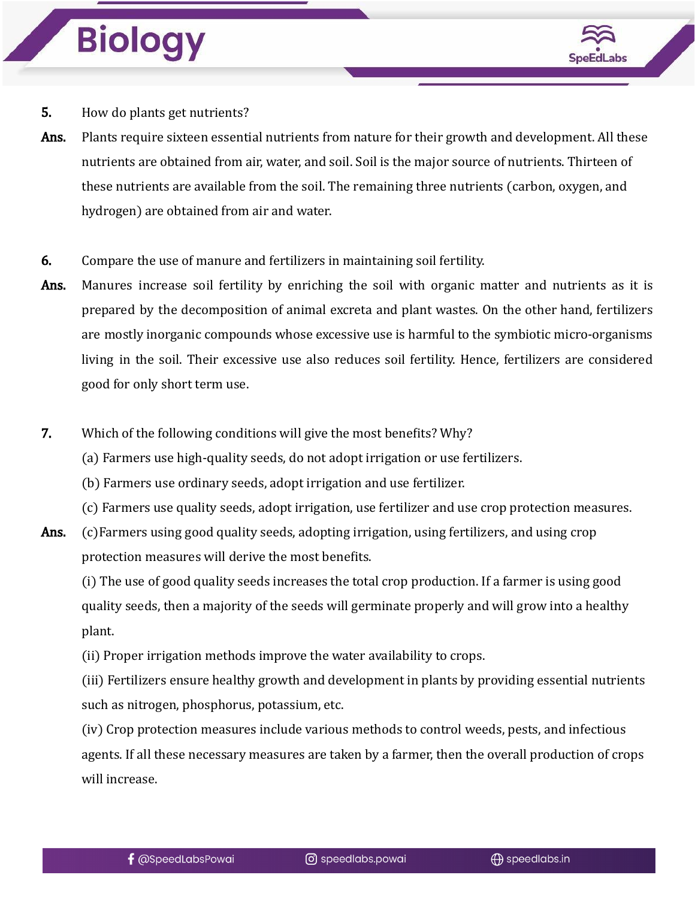**5.** How do plants get nutrients?

**Ans.** Plants require sixteen essential nutrients from nature for their growth and development. All these nutrients are obtained from air, water, and soil. Soil is the major source of nutrients. Thirteen of these nutrients are available from the soil. The remaining three nutrients (carbon, oxygen, and hydrogen) are obtained from air and water.

**6.** Compare the use of manure and fertilizers in maintaining soil fertility.

**Ans.** Manures increase soil fertility by enriching the soil with organic matter and nutrients as it is prepared by the decomposition of animal excreta and plant wastes. On the other hand, fertilizers are mostly inorganic compounds whose excessive use is harmful to the symbiotic micro-organisms living in the soil. Their excessive use also reduces soil fertility. Hence, fertilizers are considered good for only short term use.

**7.** Which of the following conditions will give the most benefits? Why?

(a) Farmers use high-quality seeds, do not adopt irrigation or use fertilizers.

(b) Farmers use ordinary seeds, adopt irrigation and use fertilizer.

(c) Farmers use quality seeds, adopt irrigation, use fertilizer and use crop protection measures.

**Ans.** (c)Farmers using good quality seeds, adopting irrigation, using fertilizers, and using crop protection measures will derive the most benefits.

(i) The use of good quality seeds increases the total crop production. If a farmer is using good quality seeds, then a majority of the seeds will germinate properly and will grow into a healthy plant.

(ii) Proper irrigation methods improve the water availability to crops.

(iii) Fertilizers ensure healthy growth and development in plants by providing essential nutrients such as nitrogen, phosphorus, potassium, etc.

(iv) Crop protection measures include various methods to control weeds, pests, and infectious agents. If all these necessary measures are taken by a farmer, then the overall production of crops will increase.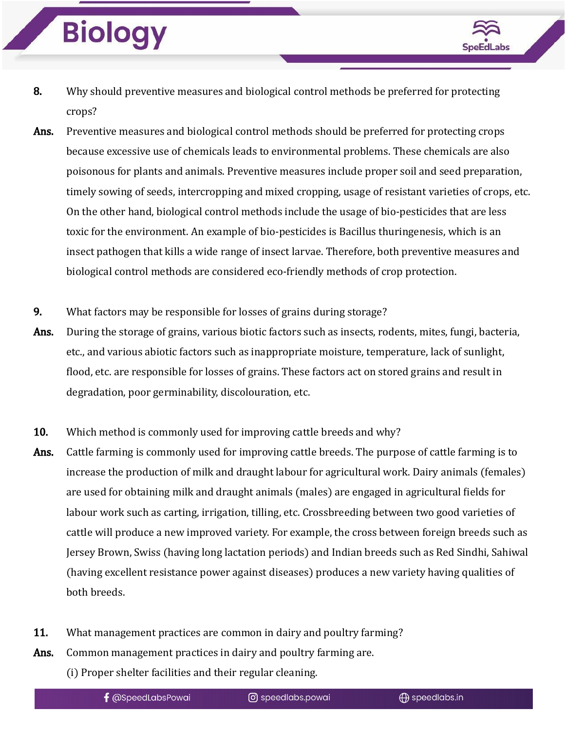**8.** Why should preventive measures and biological control methods be preferred for protecting crops?

**Ans.** Preventive measures and biological control methods should be preferred for protecting crops because excessive use of chemicals leads to environmental problems. These chemicals are also poisonous for plants and animals. Preventive measures include proper soil and seed preparation, timely sowing of seeds, intercropping and mixed cropping, usage of resistant varieties of crops, etc. On the other hand, biological control methods include the usage of bio-pesticides that are less toxic for the environment. An example of bio-pesticides is Bacillus thuringenesis, which is an insect pathogen that kills a wide range of insect larvae. Therefore, both preventive measures and biological control methods are considered eco-friendly methods of crop protection.

**9.** What factors may be responsible for losses of grains during storage?

**Ans.** During the storage of grains, various biotic factors such as insects, rodents, mites, fungi, bacteria, etc., and various abiotic factors such as inappropriate moisture, temperature, lack of sunlight, flood, etc. are responsible for losses of grains. These factors act on stored grains and result in degradation, poor germinability, discolouration, etc.

**10.** Which method is commonly used for improving cattle breeds and why?

**Ans.** Cattle farming is commonly used for improving cattle breeds. The purpose of cattle farming is to increase the production of milk and draught labour for agricultural work. Dairy animals (females) are used for obtaining milk and draught animals (males) are engaged in agricultural fields for labour work such as carting, irrigation, tilling, etc. Crossbreeding between two good varieties of cattle will produce a new improved variety. For example, the cross between foreign breeds such as Jersey Brown, Swiss (having long lactation periods) and Indian breeds such as Red Sindhi, Sahiwal (having excellent resistance power against diseases) produces a new variety having qualities of both breeds.

**11.** What management practices are common in dairy and poultry farming?

**Ans.** Common management practices in dairy and poultry farming are.

(i) Proper shelter facilities and their regular cleaning.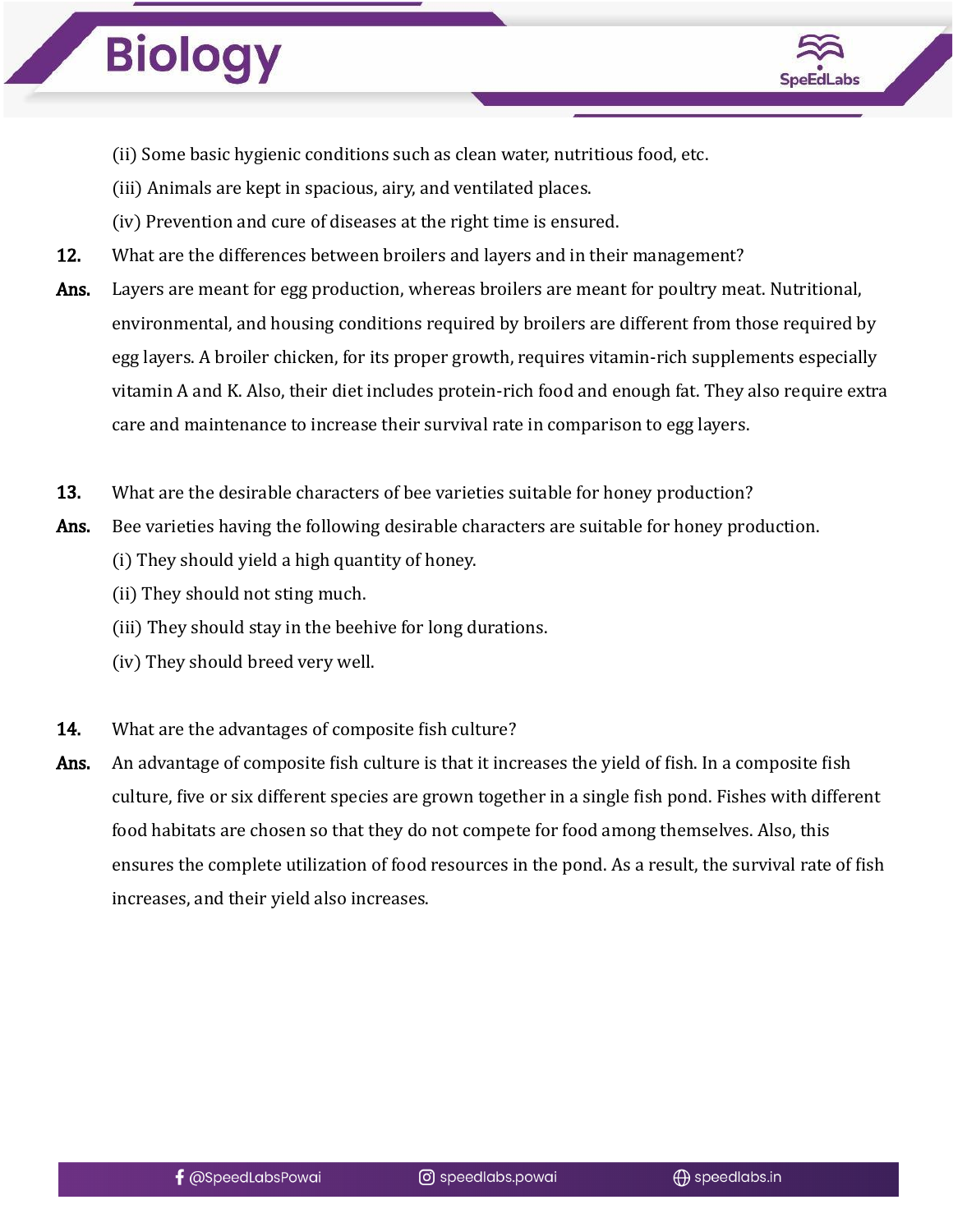(ii) Some basic hygienic conditions such as clean water, nutritious food, etc.

(iii) Animals are kept in spacious, airy, and ventilated places.

(iv) Prevention and cure of diseases at the right time is ensured.

**12.** What are the differences between broilers and layers and in their management?

**Ans.** Layers are meant for egg production, whereas broilers are meant for poultry meat. Nutritional, environmental, and housing conditions required by broilers are different from those required by egg layers. A broiler chicken, for its proper growth, requires vitamin-rich supplements especially vitamin A and K. Also, their diet includes protein-rich food and enough fat. They also require extra care and maintenance to increase their survival rate in comparison to egg layers.

**13.** What are the desirable characters of bee varieties suitable for honey production?

**Ans.** Bee varieties having the following desirable characters are suitable for honey production.

(i) They should yield a high quantity of honey.

(ii) They should not sting much.

(iii) They should stay in the beehive for long durations.

(iv) They should breed very well.

**14.** What are the advantages of composite fish culture?

**Ans.** An advantage of composite fish culture is that it increases the yield of fish. In a composite fish culture, five or six different species are grown together in a single fish pond. Fishes with different food habitats are chosen so that they do not compete for food among themselves. Also, this ensures the complete utilization of food resources in the pond. As a result, the survival rate of fish increases, and their yield also increases.